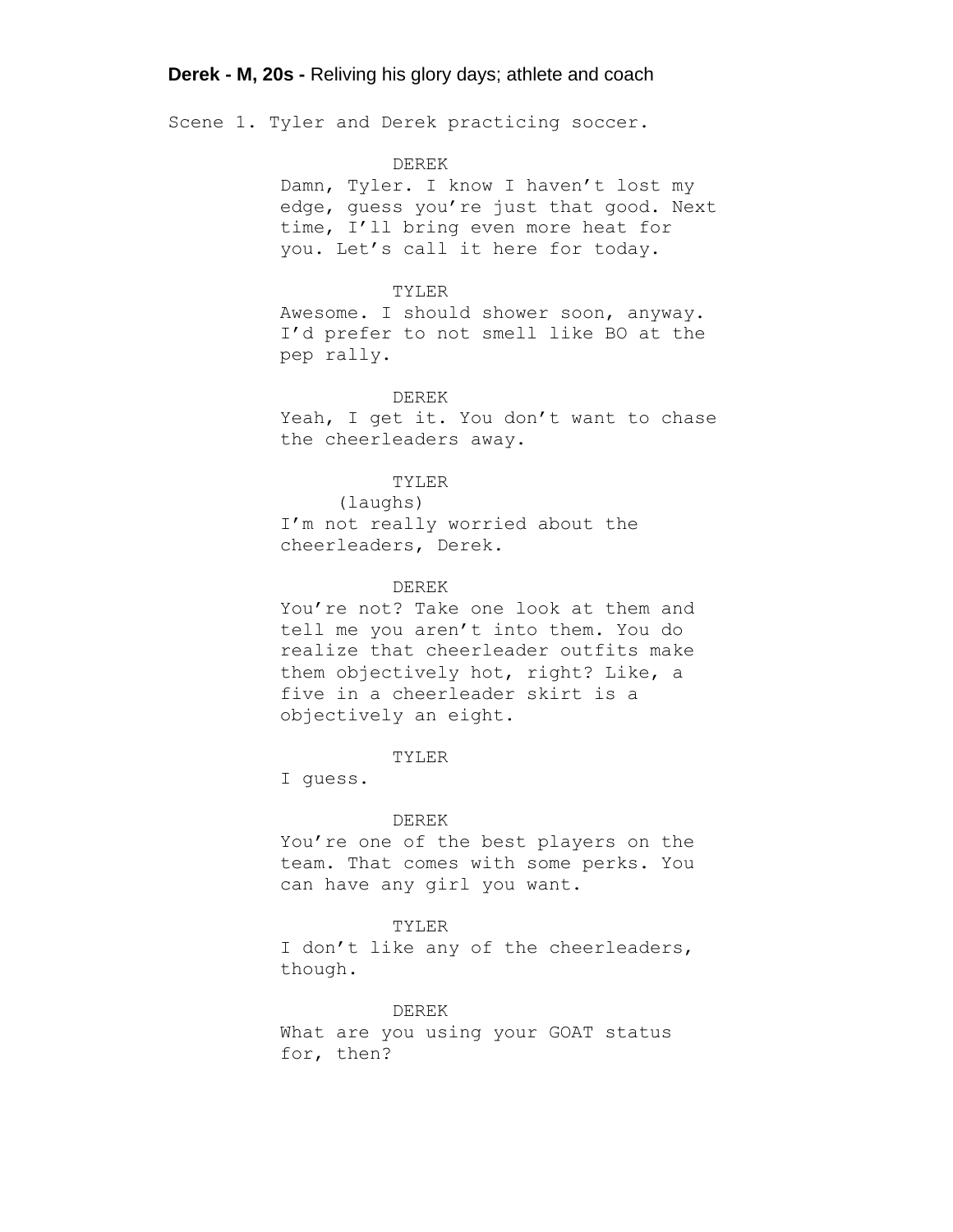**Derek - M, 20s -** Reliving his glory days; athlete and coach

Scene 1. Tyler and Derek practicing soccer.

DEREK
Damn, Tyler. I know I haven't lost my edge, guess you're just that good. Next time, I'll bring even more heat for you. Let's call it here for today.

TYLER
Awesome. I should shower soon, anyway. I'd prefer to not smell like BO at the pep rally.

DEREK
Yeah, I get it. You don't want to chase the cheerleaders away.

TYLER
(laughs)
I'm not really worried about the cheerleaders, Derek.

DEREK
You're not? Take one look at them and tell me you aren't into them. You do realize that cheerleader outfits make them objectively hot, right? Like, a five in a cheerleader skirt is a objectively an eight.

TYLER
I guess.

DEREK
You're one of the best players on the team. That comes with some perks. You can have any girl you want.

TYLER
I don't like any of the cheerleaders, though.

DEREK
What are you using your GOAT status for, then?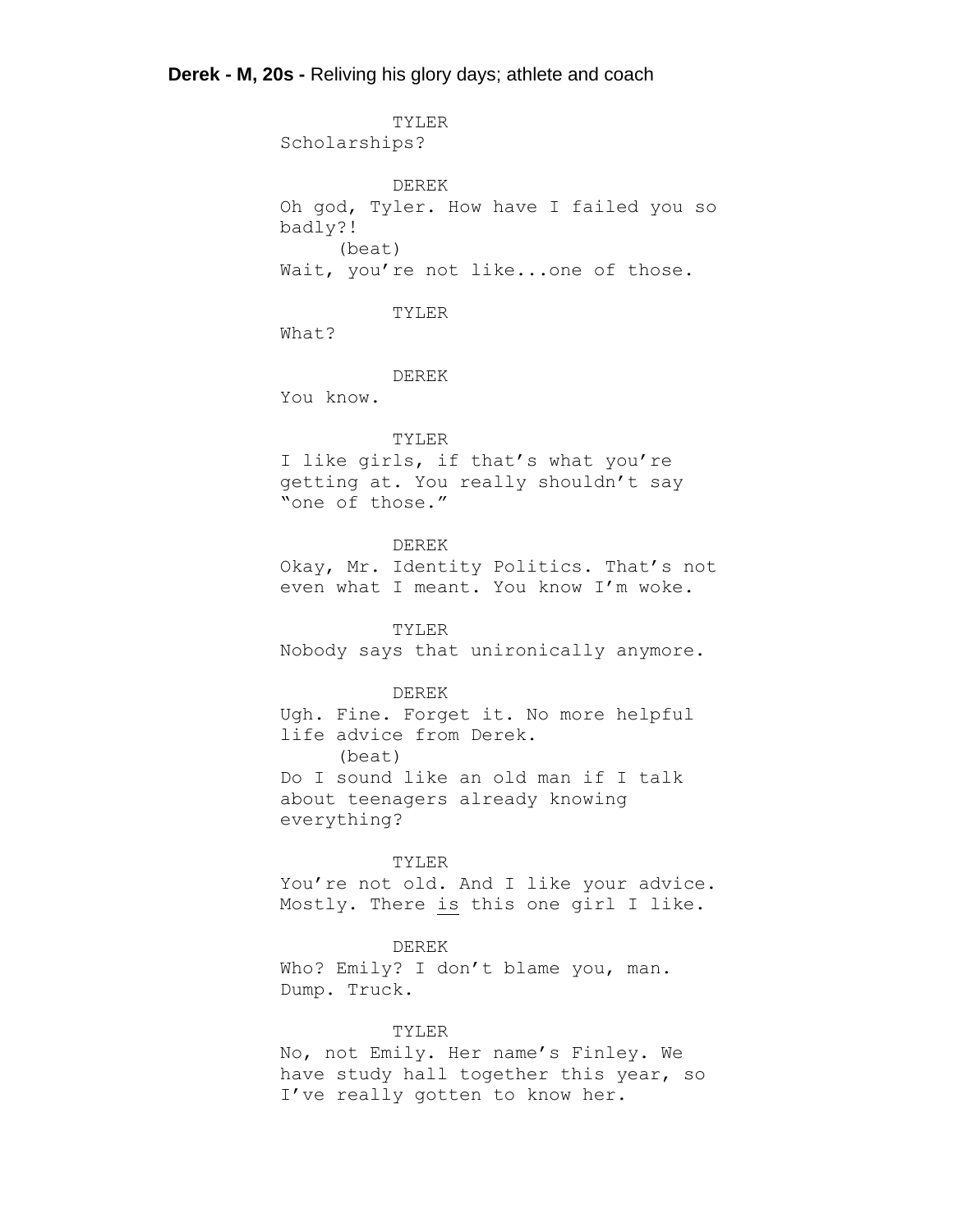**Derek - M, 20s -** Reliving his glory days; athlete and coach

TYLER
Scholarships?

DEREK
Oh god, Tyler. How have I failed you so badly?!
(beat)
Wait, you're not like...one of those.

TYLER
What?

DEREK
You know.

TYLER
I like girls, if that's what you're getting at. You really shouldn't say "one of those."

DEREK
Okay, Mr. Identity Politics. That's not even what I meant. You know I'm woke.

TYLER
Nobody says that unironically anymore.

DEREK
Ugh. Fine. Forget it. No more helpful life advice from Derek.
(beat)
Do I sound like an old man if I talk about teenagers already knowing everything?

TYLER
You're not old. And I like your advice. Mostly. There <u>is</u> this one girl I like.

DEREK
Who? Emily? I don't blame you, man. Dump. Truck.

TYLER
No, not Emily. Her name's Finley. We have study hall together this year, so I've really gotten to know her.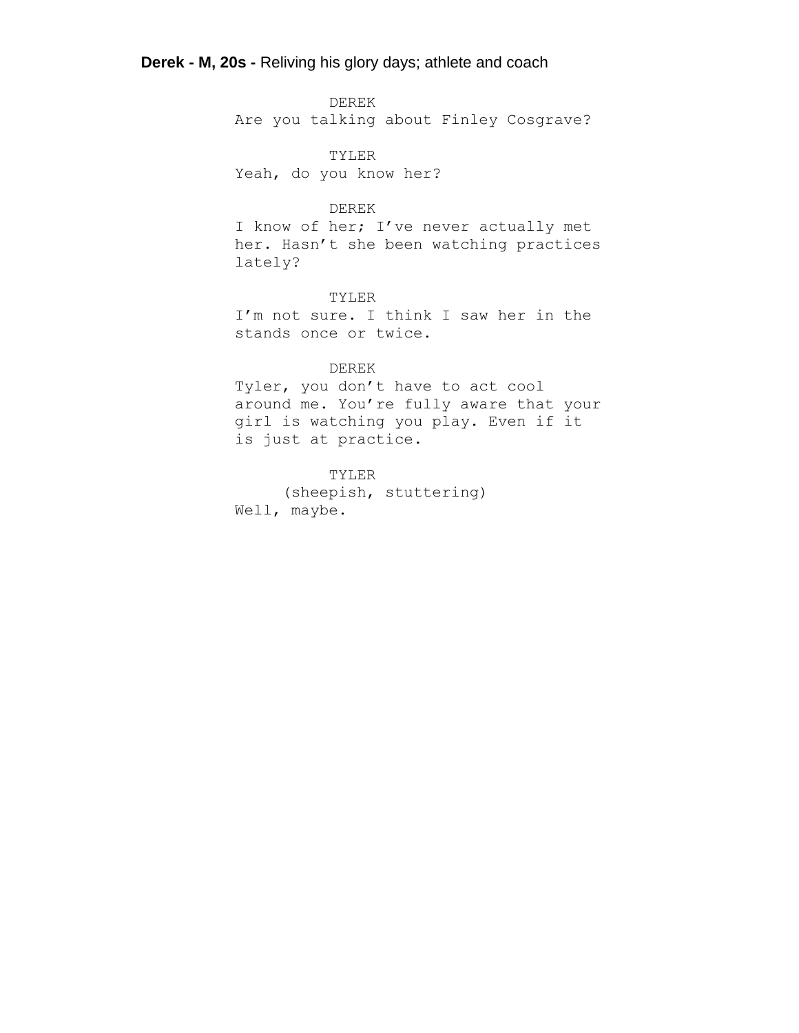**Derek - M, 20s -** Reliving his glory days; athlete and coach

DEREK

Are you talking about Finley Cosgrave?

TYLER

Yeah, do you know her?

DEREK

I know of her; I've never actually met her. Hasn't she been watching practices lately?

TYLER

I'm not sure. I think I saw her in the stands once or twice.

DEREK

Tyler, you don't have to act cool around me. You're fully aware that your girl is watching you play. Even if it is just at practice.

TYLER

(sheepish, stuttering)

Well, maybe.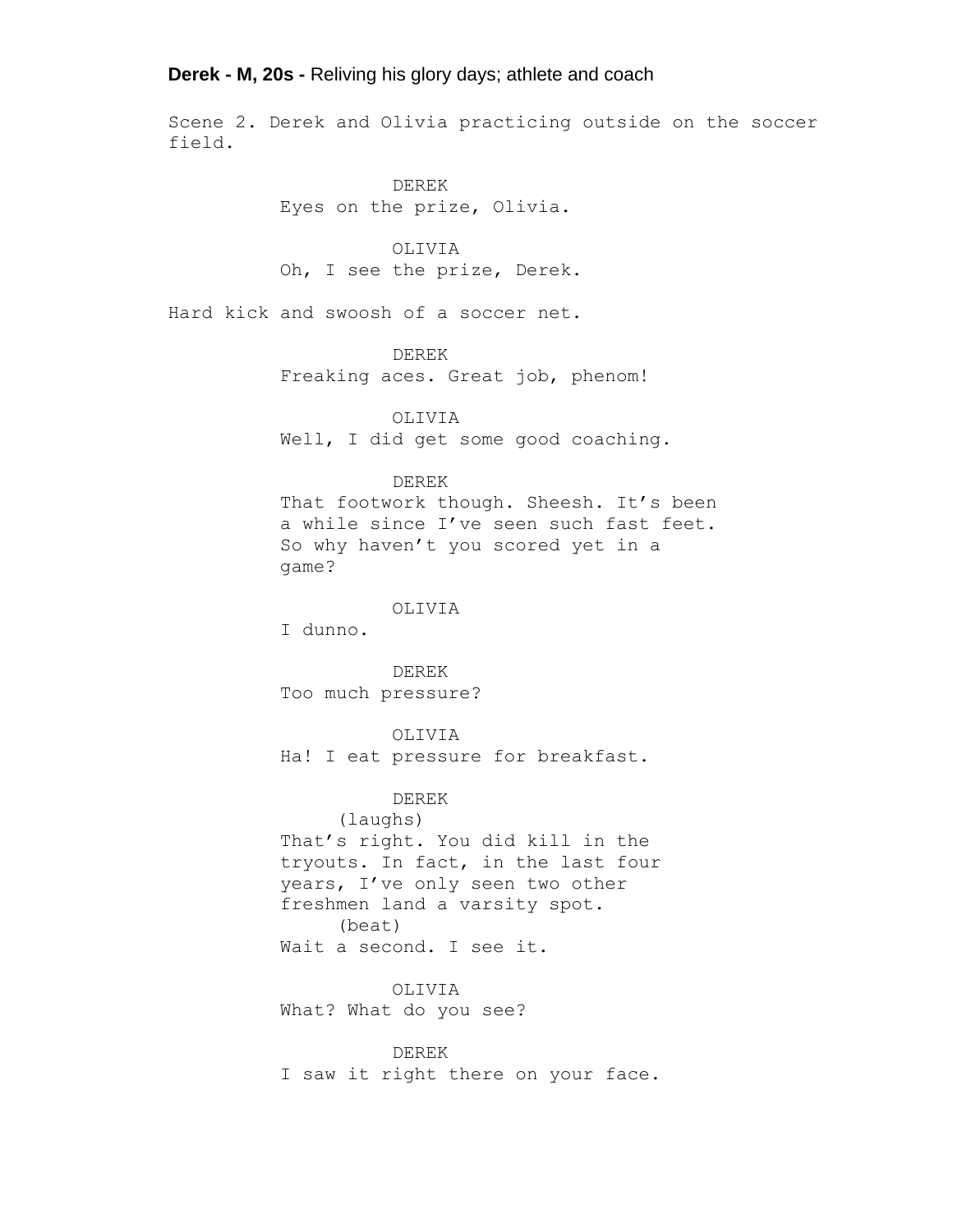**Derek - M, 20s -** Reliving his glory days; athlete and coach

Scene 2. Derek and Olivia practicing outside on the soccer field.

DEREK
Eyes on the prize, Olivia.

OLIVIA
Oh, I see the prize, Derek.

Hard kick and swoosh of a soccer net.

DEREK
Freaking aces. Great job, phenom!

OLIVIA
Well, I did get some good coaching.

DEREK
That footwork though. Sheesh. It's been a while since I've seen such fast feet. So why haven't you scored yet in a game?

OLIVIA
I dunno.

DEREK
Too much pressure?

OLIVIA
Ha! I eat pressure for breakfast.

DEREK
(laughs)
That's right. You did kill in the tryouts. In fact, in the last four years, I've only seen two other freshmen land a varsity spot.
(beat)
Wait a second. I see it.

OLIVIA
What? What do you see?

DEREK
I saw it right there on your face.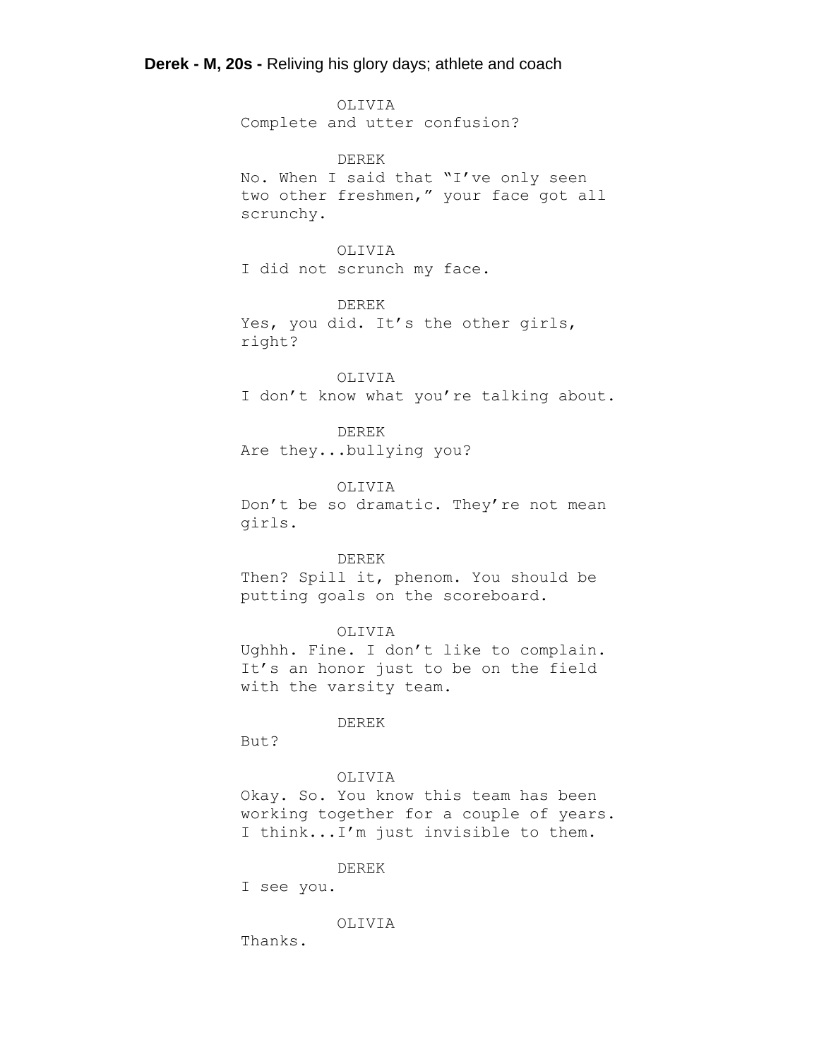**Derek - M, 20s -** Reliving his glory days; athlete and coach

OLIVIA
Complete and utter confusion?

DEREK
No. When I said that “I’ve only seen two other freshmen,” your face got all scrunchy.

OLIVIA
I did not scrunch my face.

DEREK
Yes, you did. It’s the other girls, right?

OLIVIA
I don’t know what you’re talking about.

DEREK
Are they...bullying you?

OLIVIA
Don’t be so dramatic. They’re not mean girls.

DEREK
Then? Spill it, phenom. You should be putting goals on the scoreboard.

OLIVIA
Ughhh. Fine. I don’t like to complain. It’s an honor just to be on the field with the varsity team.

DEREK
But?

OLIVIA
Okay. So. You know this team has been working together for a couple of years. I think...I’m just invisible to them.

DEREK
I see you.

OLIVIA
Thanks.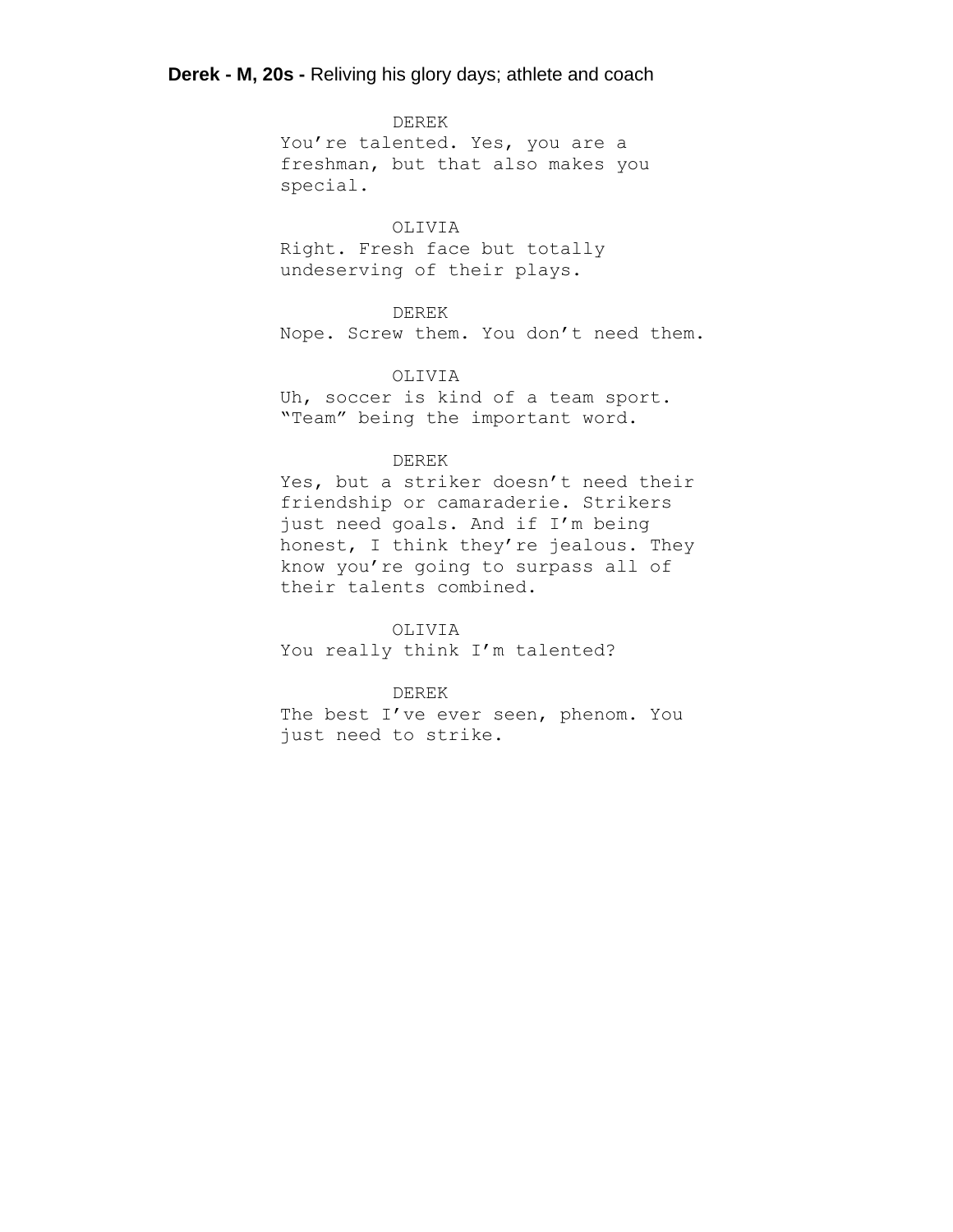**Derek - M, 20s -** Reliving his glory days; athlete and coach

DEREK
You're talented. Yes, you are a freshman, but that also makes you special.

OLIVIA
Right. Fresh face but totally undeserving of their plays.

DEREK
Nope. Screw them. You don't need them.

OLIVIA
Uh, soccer is kind of a team sport. "Team" being the important word.

DEREK
Yes, but a striker doesn't need their friendship or camaraderie. Strikers just need goals. And if I'm being honest, I think they're jealous. They know you're going to surpass all of their talents combined.

OLIVIA
You really think I'm talented?

DEREK
The best I've ever seen, phenom. You just need to strike.